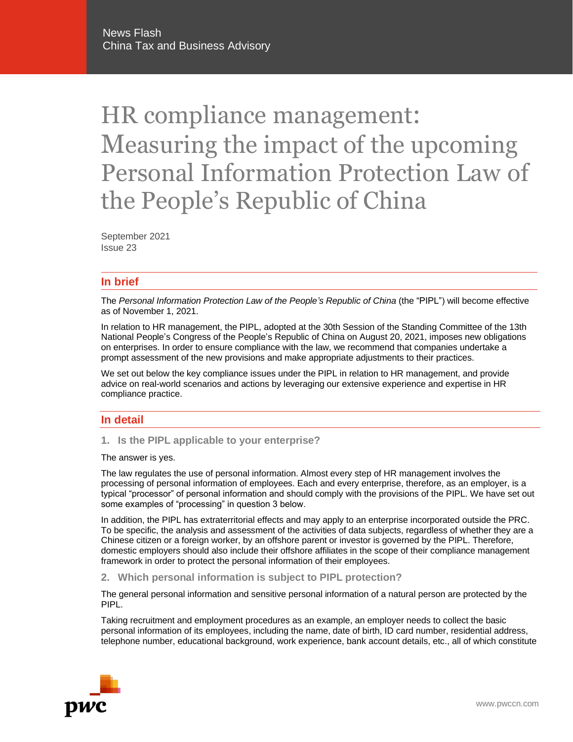News Flash
China Tax and Business Advisory

# HR compliance management: Measuring the impact of the upcoming Personal Information Protection Law of the People's Republic of China

September 2021
Issue 23

## In brief

The *Personal Information Protection Law of the People's Republic of China* (the "PIPL") will become effective as of November 1, 2021.

In relation to HR management, the PIPL, adopted at the 30th Session of the Standing Committee of the 13th National People's Congress of the People's Republic of China on August 20, 2021, imposes new obligations on enterprises. In order to ensure compliance with the law, we recommend that companies undertake a prompt assessment of the new provisions and make appropriate adjustments to their practices.

We set out below the key compliance issues under the PIPL in relation to HR management, and provide advice on real-world scenarios and actions by leveraging our extensive experience and expertise in HR compliance practice.

## In detail

### 1. Is the PIPL applicable to your enterprise?

The answer is yes.

The law regulates the use of personal information. Almost every step of HR management involves the processing of personal information of employees. Each and every enterprise, therefore, as an employer, is a typical "processor" of personal information and should comply with the provisions of the PIPL. We have set out some examples of "processing" in question 3 below.

In addition, the PIPL has extraterritorial effects and may apply to an enterprise incorporated outside the PRC. To be specific, the analysis and assessment of the activities of data subjects, regardless of whether they are a Chinese citizen or a foreign worker, by an offshore parent or investor is governed by the PIPL. Therefore, domestic employers should also include their offshore affiliates in the scope of their compliance management framework in order to protect the personal information of their employees.

### 2. Which personal information is subject to PIPL protection?

The general personal information and sensitive personal information of a natural person are protected by the PIPL.

Taking recruitment and employment procedures as an example, an employer needs to collect the basic personal information of its employees, including the name, date of birth, ID card number, residential address, telephone number, educational background, work experience, bank account details, etc., all of which constitute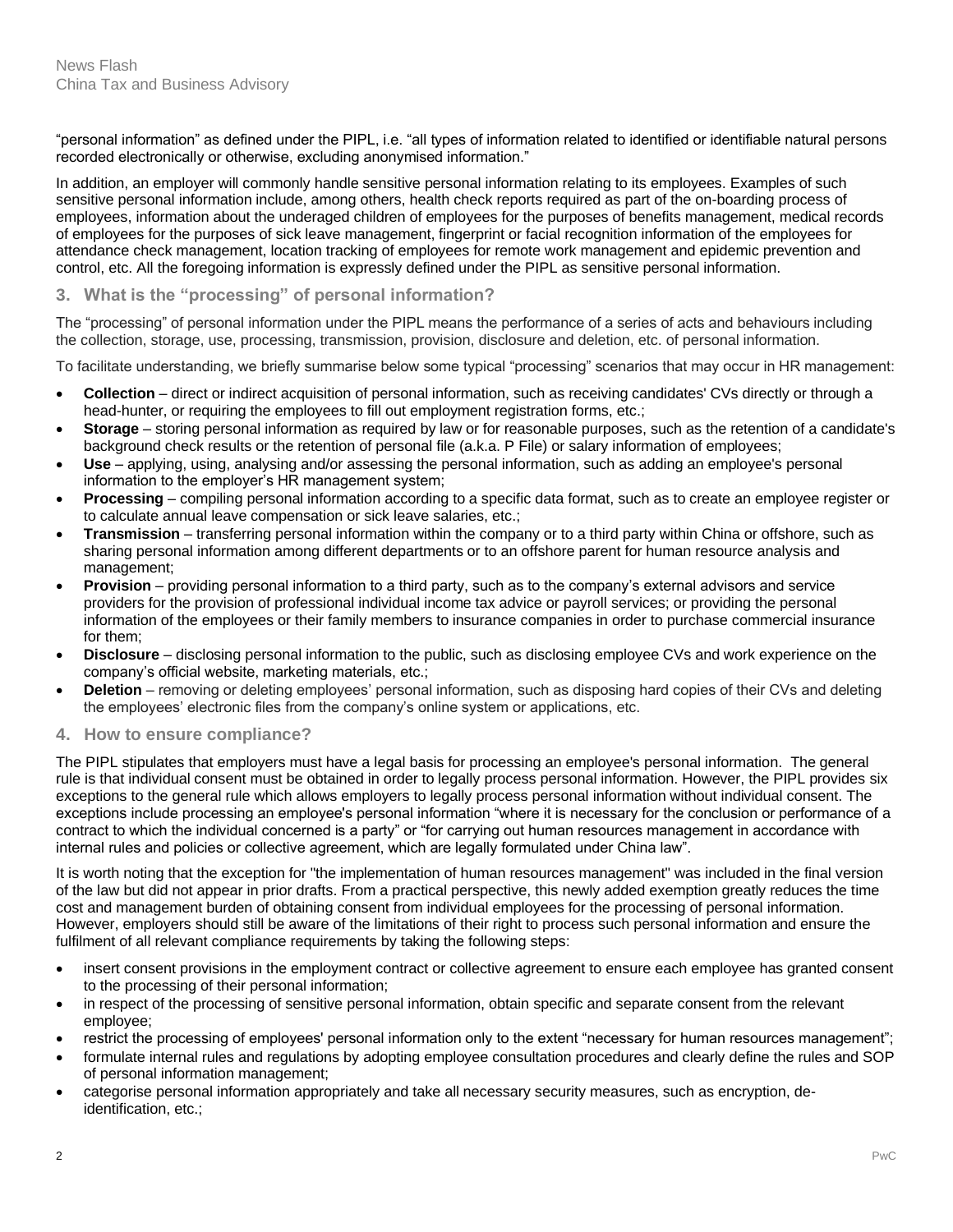"personal information" as defined under the PIPL, i.e. "all types of information related to identified or identifiable natural persons recorded electronically or otherwise, excluding anonymised information."

In addition, an employer will commonly handle sensitive personal information relating to its employees. Examples of such sensitive personal information include, among others, health check reports required as part of the on-boarding process of employees, information about the underaged children of employees for the purposes of benefits management, medical records of employees for the purposes of sick leave management, fingerprint or facial recognition information of the employees for attendance check management, location tracking of employees for remote work management and epidemic prevention and control, etc. All the foregoing information is expressly defined under the PIPL as sensitive personal information.

## 3. What is the "processing" of personal information?

The "processing" of personal information under the PIPL means the performance of a series of acts and behaviours including the collection, storage, use, processing, transmission, provision, disclosure and deletion, etc. of personal information.

To facilitate understanding, we briefly summarise below some typical "processing" scenarios that may occur in HR management:

- **Collection** – direct or indirect acquisition of personal information, such as receiving candidates' CVs directly or through a head-hunter, or requiring the employees to fill out employment registration forms, etc.;
- **Storage** – storing personal information as required by law or for reasonable purposes, such as the retention of a candidate's background check results or the retention of personal file (a.k.a. P File) or salary information of employees;
- **Use** – applying, using, analysing and/or assessing the personal information, such as adding an employee's personal information to the employer's HR management system;
- **Processing** – compiling personal information according to a specific data format, such as to create an employee register or to calculate annual leave compensation or sick leave salaries, etc.;
- **Transmission** – transferring personal information within the company or to a third party within China or offshore, such as sharing personal information among different departments or to an offshore parent for human resource analysis and management;
- **Provision** – providing personal information to a third party, such as to the company's external advisors and service providers for the provision of professional individual income tax advice or payroll services; or providing the personal information of the employees or their family members to insurance companies in order to purchase commercial insurance for them;
- **Disclosure** – disclosing personal information to the public, such as disclosing employee CVs and work experience on the company's official website, marketing materials, etc.;
- **Deletion** – removing or deleting employees' personal information, such as disposing hard copies of their CVs and deleting the employees' electronic files from the company's online system or applications, etc.

## 4. How to ensure compliance?

The PIPL stipulates that employers must have a legal basis for processing an employee's personal information. The general rule is that individual consent must be obtained in order to legally process personal information. However, the PIPL provides six exceptions to the general rule which allows employers to legally process personal information without individual consent. The exceptions include processing an employee's personal information "where it is necessary for the conclusion or performance of a contract to which the individual concerned is a party" or "for carrying out human resources management in accordance with internal rules and policies or collective agreement, which are legally formulated under China law".

It is worth noting that the exception for "the implementation of human resources management" was included in the final version of the law but did not appear in prior drafts. From a practical perspective, this newly added exemption greatly reduces the time cost and management burden of obtaining consent from individual employees for the processing of personal information. However, employers should still be aware of the limitations of their right to process such personal information and ensure the fulfilment of all relevant compliance requirements by taking the following steps:

- insert consent provisions in the employment contract or collective agreement to ensure each employee has granted consent to the processing of their personal information;
- in respect of the processing of sensitive personal information, obtain specific and separate consent from the relevant employee;
- restrict the processing of employees' personal information only to the extent "necessary for human resources management";
- formulate internal rules and regulations by adopting employee consultation procedures and clearly define the rules and SOP of personal information management;
- categorise personal information appropriately and take all necessary security measures, such as encryption, de-identification, etc.;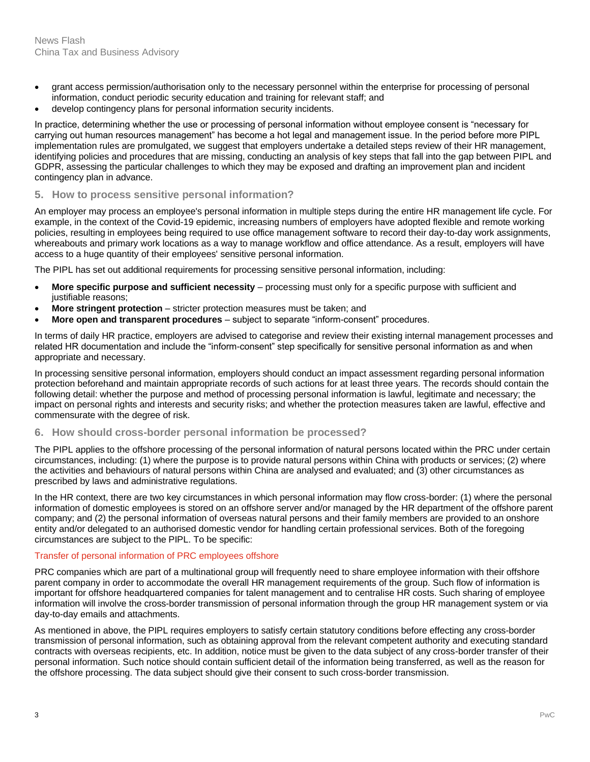- grant access permission/authorisation only to the necessary personnel within the enterprise for processing of personal information, conduct periodic security education and training for relevant staff; and
- develop contingency plans for personal information security incidents.

In practice, determining whether the use or processing of personal information without employee consent is "necessary for carrying out human resources management" has become a hot legal and management issue. In the period before more PIPL implementation rules are promulgated, we suggest that employers undertake a detailed steps review of their HR management, identifying policies and procedures that are missing, conducting an analysis of key steps that fall into the gap between PIPL and GDPR, assessing the particular challenges to which they may be exposed and drafting an improvement plan and incident contingency plan in advance.

## 5. How to process sensitive personal information?

An employer may process an employee's personal information in multiple steps during the entire HR management life cycle. For example, in the context of the Covid-19 epidemic, increasing numbers of employers have adopted flexible and remote working policies, resulting in employees being required to use office management software to record their day-to-day work assignments, whereabouts and primary work locations as a way to manage workflow and office attendance. As a result, employers will have access to a huge quantity of their employees' sensitive personal information.

The PIPL has set out additional requirements for processing sensitive personal information, including:

- **More specific purpose and sufficient necessity** – processing must only for a specific purpose with sufficient and justifiable reasons;
- **More stringent protection** – stricter protection measures must be taken; and
- **More open and transparent procedures** – subject to separate "inform-consent" procedures.

In terms of daily HR practice, employers are advised to categorise and review their existing internal management processes and related HR documentation and include the "inform-consent" step specifically for sensitive personal information as and when appropriate and necessary.

In processing sensitive personal information, employers should conduct an impact assessment regarding personal information protection beforehand and maintain appropriate records of such actions for at least three years. The records should contain the following detail: whether the purpose and method of processing personal information is lawful, legitimate and necessary; the impact on personal rights and interests and security risks; and whether the protection measures taken are lawful, effective and commensurate with the degree of risk.

## 6. How should cross-border personal information be processed?

The PIPL applies to the offshore processing of the personal information of natural persons located within the PRC under certain circumstances, including: (1) where the purpose is to provide natural persons within China with products or services; (2) where the activities and behaviours of natural persons within China are analysed and evaluated; and (3) other circumstances as prescribed by laws and administrative regulations.

In the HR context, there are two key circumstances in which personal information may flow cross-border: (1) where the personal information of domestic employees is stored on an offshore server and/or managed by the HR department of the offshore parent company; and (2) the personal information of overseas natural persons and their family members are provided to an onshore entity and/or delegated to an authorised domestic vendor for handling certain professional services. Both of the foregoing circumstances are subject to the PIPL. To be specific:

### Transfer of personal information of PRC employees offshore

PRC companies which are part of a multinational group will frequently need to share employee information with their offshore parent company in order to accommodate the overall HR management requirements of the group. Such flow of information is important for offshore headquartered companies for talent management and to centralise HR costs. Such sharing of employee information will involve the cross-border transmission of personal information through the group HR management system or via day-to-day emails and attachments.

As mentioned in above, the PIPL requires employers to satisfy certain statutory conditions before effecting any cross-border transmission of personal information, such as obtaining approval from the relevant competent authority and executing standard contracts with overseas recipients, etc. In addition, notice must be given to the data subject of any cross-border transfer of their personal information. Such notice should contain sufficient detail of the information being transferred, as well as the reason for the offshore processing. The data subject should give their consent to such cross-border transmission.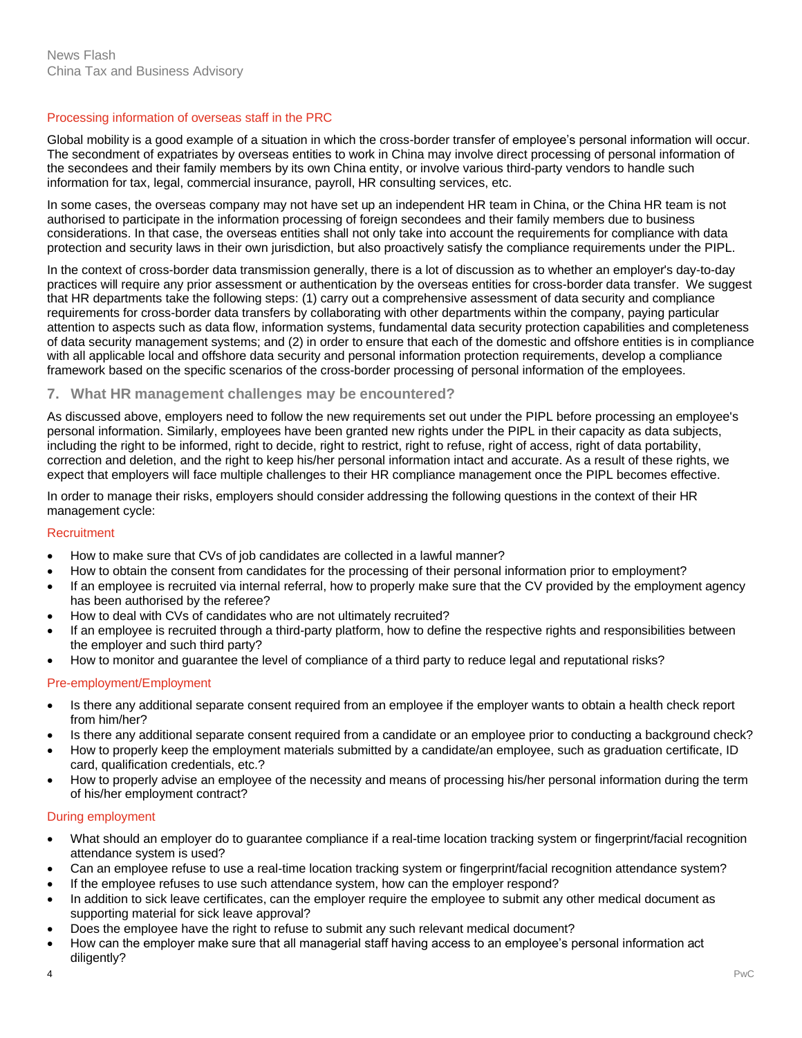### Processing information of overseas staff in the PRC

Global mobility is a good example of a situation in which the cross-border transfer of employee's personal information will occur. The secondment of expatriates by overseas entities to work in China may involve direct processing of personal information of the secondees and their family members by its own China entity, or involve various third-party vendors to handle such information for tax, legal, commercial insurance, payroll, HR consulting services, etc.

In some cases, the overseas company may not have set up an independent HR team in China, or the China HR team is not authorised to participate in the information processing of foreign secondees and their family members due to business considerations. In that case, the overseas entities shall not only take into account the requirements for compliance with data protection and security laws in their own jurisdiction, but also proactively satisfy the compliance requirements under the PIPL.

In the context of cross-border data transmission generally, there is a lot of discussion as to whether an employer's day-to-day practices will require any prior assessment or authentication by the overseas entities for cross-border data transfer. We suggest that HR departments take the following steps: (1) carry out a comprehensive assessment of data security and compliance requirements for cross-border data transfers by collaborating with other departments within the company, paying particular attention to aspects such as data flow, information systems, fundamental data security protection capabilities and completeness of data security management systems; and (2) in order to ensure that each of the domestic and offshore entities is in compliance with all applicable local and offshore data security and personal information protection requirements, develop a compliance framework based on the specific scenarios of the cross-border processing of personal information of the employees.

## 7. What HR management challenges may be encountered?

As discussed above, employers need to follow the new requirements set out under the PIPL before processing an employee's personal information. Similarly, employees have been granted new rights under the PIPL in their capacity as data subjects, including the right to be informed, right to decide, right to restrict, right to refuse, right of access, right of data portability, correction and deletion, and the right to keep his/her personal information intact and accurate. As a result of these rights, we expect that employers will face multiple challenges to their HR compliance management once the PIPL becomes effective.

In order to manage their risks, employers should consider addressing the following questions in the context of their HR management cycle:

### Recruitment

- How to make sure that CVs of job candidates are collected in a lawful manner?
- How to obtain the consent from candidates for the processing of their personal information prior to employment?
- If an employee is recruited via internal referral, how to properly make sure that the CV provided by the employment agency has been authorised by the referee?
- How to deal with CVs of candidates who are not ultimately recruited?
- If an employee is recruited through a third-party platform, how to define the respective rights and responsibilities between the employer and such third party?
- How to monitor and guarantee the level of compliance of a third party to reduce legal and reputational risks?

### Pre-employment/Employment

- Is there any additional separate consent required from an employee if the employer wants to obtain a health check report from him/her?
- Is there any additional separate consent required from a candidate or an employee prior to conducting a background check?
- How to properly keep the employment materials submitted by a candidate/an employee, such as graduation certificate, ID card, qualification credentials, etc.?
- How to properly advise an employee of the necessity and means of processing his/her personal information during the term of his/her employment contract?

### During employment

- What should an employer do to guarantee compliance if a real-time location tracking system or fingerprint/facial recognition attendance system is used?
- Can an employee refuse to use a real-time location tracking system or fingerprint/facial recognition attendance system?
- If the employee refuses to use such attendance system, how can the employer respond?
- In addition to sick leave certificates, can the employer require the employee to submit any other medical document as supporting material for sick leave approval?
- Does the employee have the right to refuse to submit any such relevant medical document?
- How can the employer make sure that all managerial staff having access to an employee's personal information act diligently?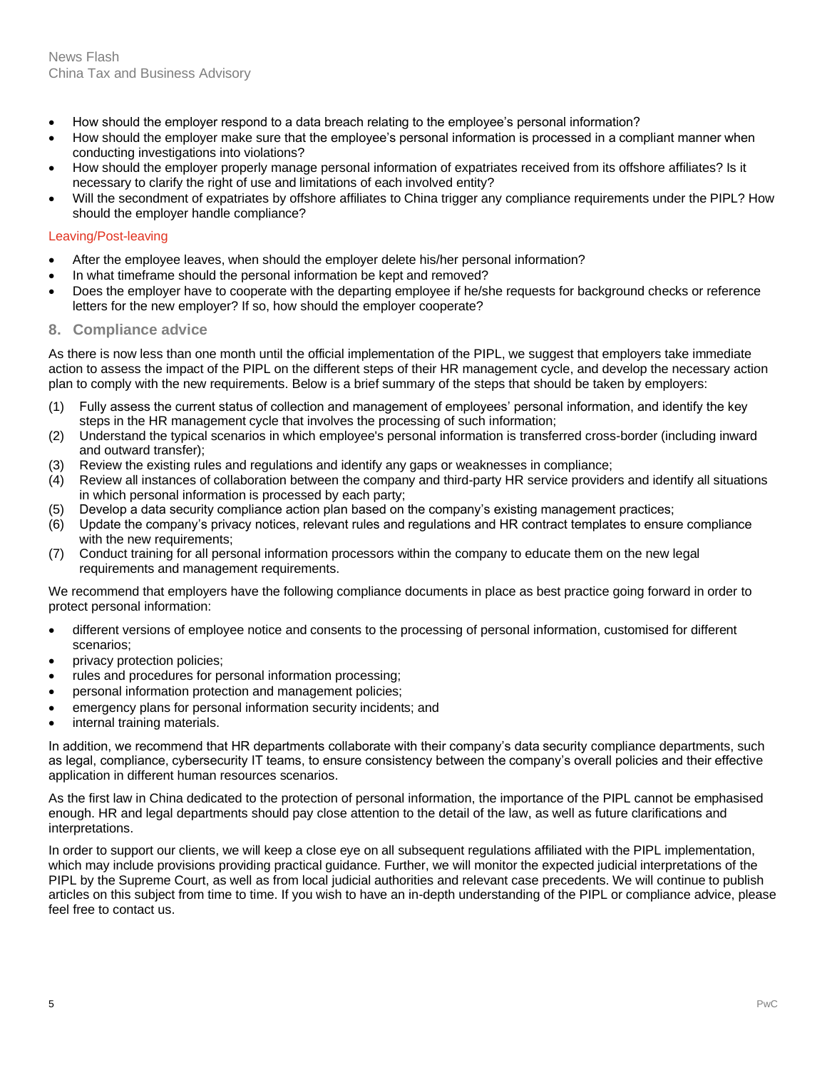- How should the employer respond to a data breach relating to the employee's personal information?
- How should the employer make sure that the employee's personal information is processed in a compliant manner when conducting investigations into violations?
- How should the employer properly manage personal information of expatriates received from its offshore affiliates? Is it necessary to clarify the right of use and limitations of each involved entity?
- Will the secondment of expatriates by offshore affiliates to China trigger any compliance requirements under the PIPL? How should the employer handle compliance?

### Leaving/Post-leaving

- After the employee leaves, when should the employer delete his/her personal information?
- In what timeframe should the personal information be kept and removed?
- Does the employer have to cooperate with the departing employee if he/she requests for background checks or reference letters for the new employer? If so, how should the employer cooperate?

## 8. Compliance advice

As there is now less than one month until the official implementation of the PIPL, we suggest that employers take immediate action to assess the impact of the PIPL on the different steps of their HR management cycle, and develop the necessary action plan to comply with the new requirements. Below is a brief summary of the steps that should be taken by employers:

(1) Fully assess the current status of collection and management of employees' personal information, and identify the key steps in the HR management cycle that involves the processing of such information;
(2) Understand the typical scenarios in which employee's personal information is transferred cross-border (including inward and outward transfer);
(3) Review the existing rules and regulations and identify any gaps or weaknesses in compliance;
(4) Review all instances of collaboration between the company and third-party HR service providers and identify all situations in which personal information is processed by each party;
(5) Develop a data security compliance action plan based on the company's existing management practices;
(6) Update the company's privacy notices, relevant rules and regulations and HR contract templates to ensure compliance with the new requirements;
(7) Conduct training for all personal information processors within the company to educate them on the new legal requirements and management requirements.

We recommend that employers have the following compliance documents in place as best practice going forward in order to protect personal information:

- different versions of employee notice and consents to the processing of personal information, customised for different scenarios;
- privacy protection policies;
- rules and procedures for personal information processing;
- personal information protection and management policies;
- emergency plans for personal information security incidents; and
- internal training materials.

In addition, we recommend that HR departments collaborate with their company's data security compliance departments, such as legal, compliance, cybersecurity IT teams, to ensure consistency between the company's overall policies and their effective application in different human resources scenarios.

As the first law in China dedicated to the protection of personal information, the importance of the PIPL cannot be emphasised enough. HR and legal departments should pay close attention to the detail of the law, as well as future clarifications and interpretations.

In order to support our clients, we will keep a close eye on all subsequent regulations affiliated with the PIPL implementation, which may include provisions providing practical guidance. Further, we will monitor the expected judicial interpretations of the PIPL by the Supreme Court, as well as from local judicial authorities and relevant case precedents. We will continue to publish articles on this subject from time to time. If you wish to have an in-depth understanding of the PIPL or compliance advice, please feel free to contact us.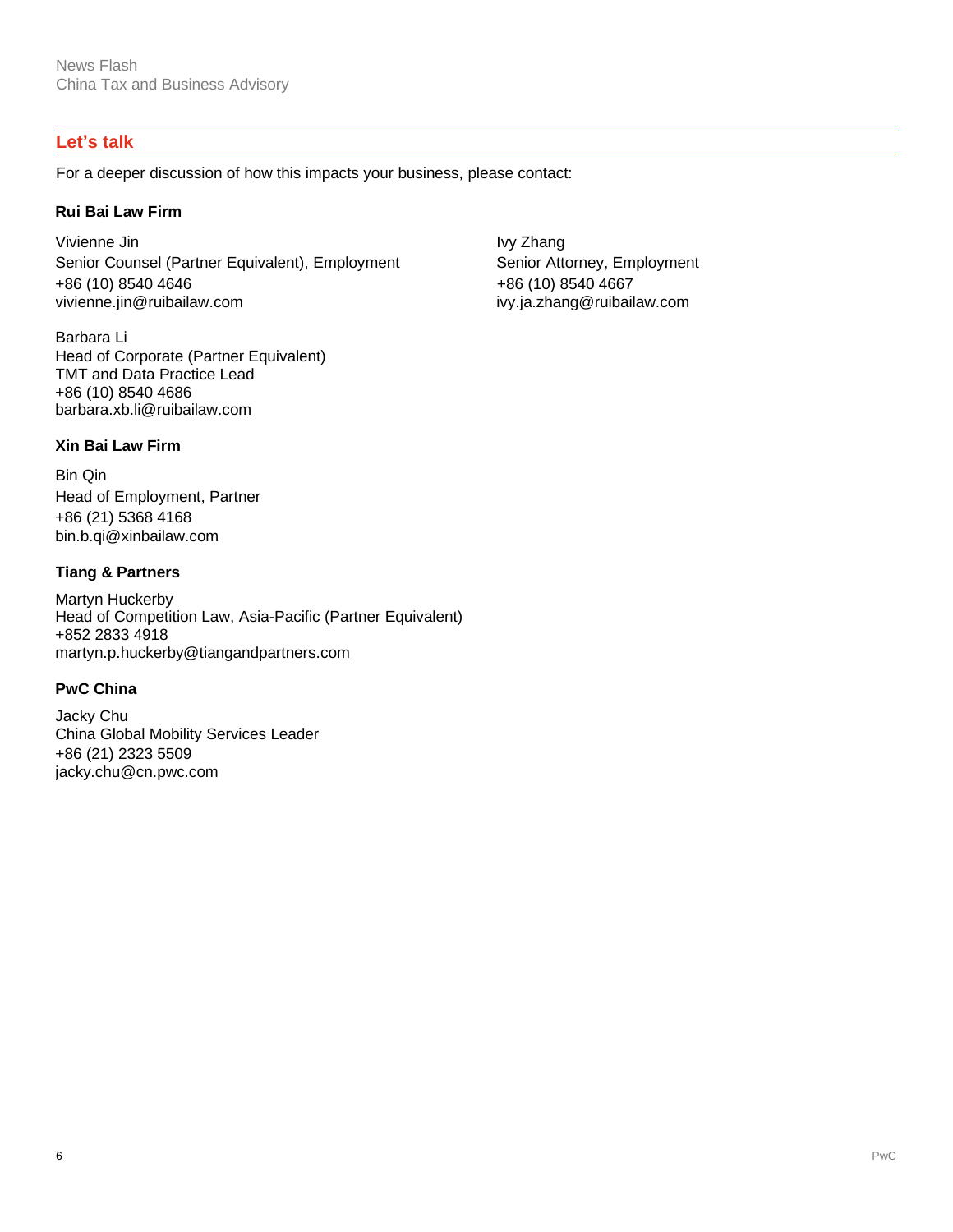## Let's talk

For a deeper discussion of how this impacts your business, please contact:

### Rui Bai Law Firm

Vivienne Jin
Senior Counsel (Partner Equivalent), Employment
+86 (10) 8540 4646
vivienne.jin@ruibailaw.com

Ivy Zhang
Senior Attorney, Employment
+86 (10) 8540 4667
ivy.ja.zhang@ruibailaw.com

Barbara Li
Head of Corporate (Partner Equivalent)
TMT and Data Practice Lead
+86 (10) 8540 4686
barbara.xb.li@ruibailaw.com

### Xin Bai Law Firm

Bin Qin
Head of Employment, Partner
+86 (21) 5368 4168
bin.b.qi@xinbailaw.com

### Tiang & Partners

Martyn Huckerby
Head of Competition Law, Asia-Pacific (Partner Equivalent)
+852 2833 4918
martyn.p.huckerby@tiangandpartners.com

### PwC China

Jacky Chu
China Global Mobility Services Leader
+86 (21) 2323 5509
jacky.chu@cn.pwc.com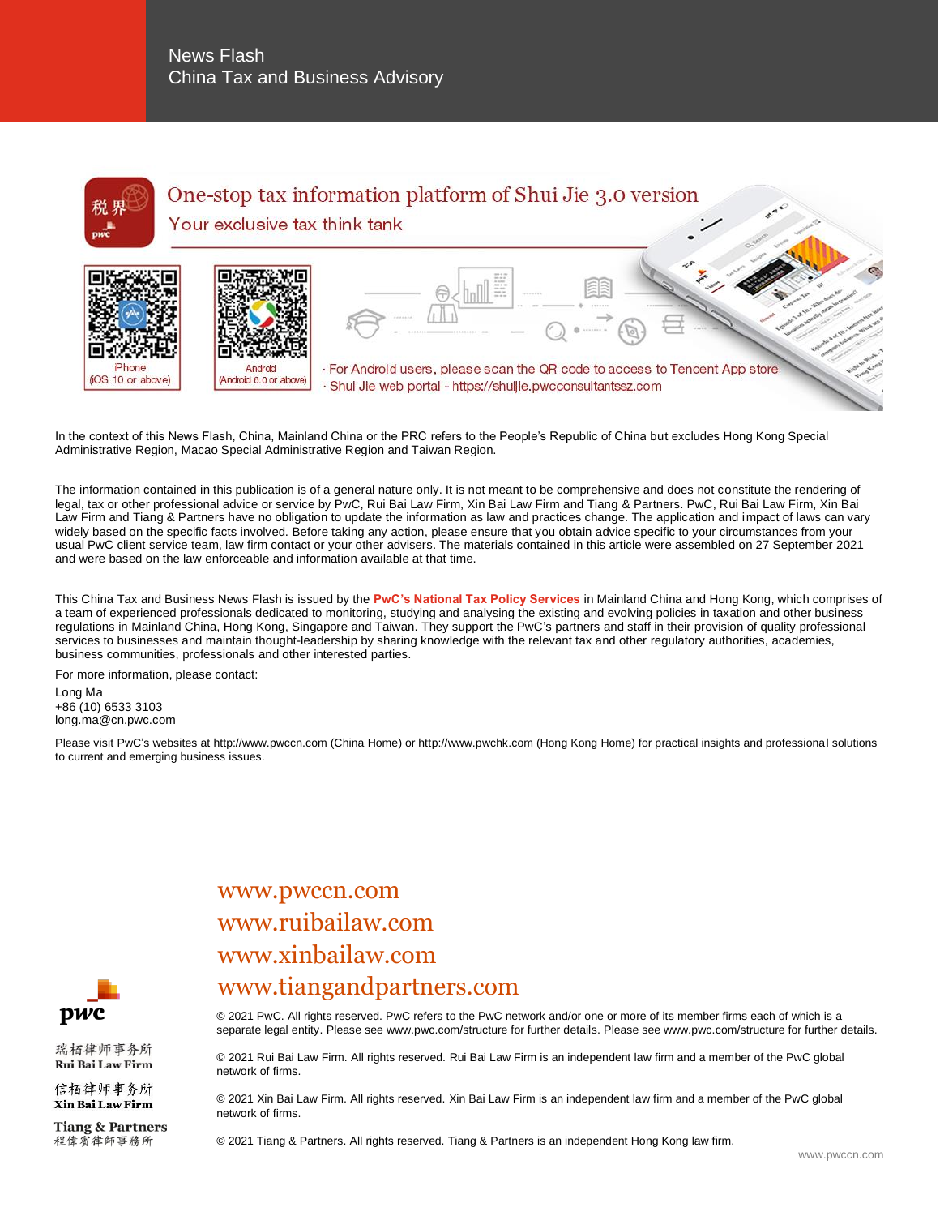One-stop tax information platform of Shui Jie 3.0 version

Your exclusive tax think tank

iPhone (iOS 10 or above)

Android (Android 6.0 or above)

· For Android users, please scan the QR code to access to Tencent App store

· Shui Jie web portal - https://shuijie.pwcconsultantssz.com

In the context of this News Flash, China, Mainland China or the PRC refers to the People's Republic of China but excludes Hong Kong Special Administrative Region, Macao Special Administrative Region and Taiwan Region.

The information contained in this publication is of a general nature only. It is not meant to be comprehensive and does not constitute the rendering of legal, tax or other professional advice or service by PwC, Rui Bai Law Firm, Xin Bai Law Firm and Tiang & Partners. PwC, Rui Bai Law Firm, Xin Bai Law Firm and Tiang & Partners have no obligation to update the information as law and practices change. The application and impact of laws can vary widely based on the specific facts involved. Before taking any action, please ensure that you obtain advice specific to your circumstances from your usual PwC client service team, law firm contact or your other advisers. The materials contained in this article were assembled on 27 September 2021 and were based on the law enforceable and information available at that time.

This China Tax and Business News Flash is issued by the **PwC's National Tax Policy Services** in Mainland China and Hong Kong, which comprises of a team of experienced professionals dedicated to monitoring, studying and analysing the existing and evolving policies in taxation and other business regulations in Mainland China, Hong Kong, Singapore and Taiwan. They support the PwC's partners and staff in their provision of quality professional services to businesses and maintain thought-leadership by sharing knowledge with the relevant tax and other regulatory authorities, academies, business communities, professionals and other interested parties.

For more information, please contact:

Long Ma
+86 (10) 6533 3103
long.ma@cn.pwc.com

Please visit PwC's websites at http://www.pwccn.com (China Home) or http://www.pwchk.com (Hong Kong Home) for practical insights and professional solutions to current and emerging business issues.

www.pwccn.com
www.ruibailaw.com
www.xinbailaw.com
www.tiangandpartners.com

© 2021 PwC. All rights reserved. PwC refers to the PwC network and/or one or more of its member firms each of which is a separate legal entity. Please see www.pwc.com/structure for further details. Please see www.pwc.com/structure for further details.

© 2021 Rui Bai Law Firm. All rights reserved. Rui Bai Law Firm is an independent law firm and a member of the PwC global network of firms.

© 2021 Xin Bai Law Firm. All rights reserved. Xin Bai Law Firm is an independent law firm and a member of the PwC global network of firms.

© 2021 Tiang & Partners. All rights reserved. Tiang & Partners is an independent Hong Kong law firm.

瑞栢律师事务所
Rui Bai Law Firm

信栢律师事务所
Xin Bai Law Firm

Tiang & Partners
程偉賓律師事務所